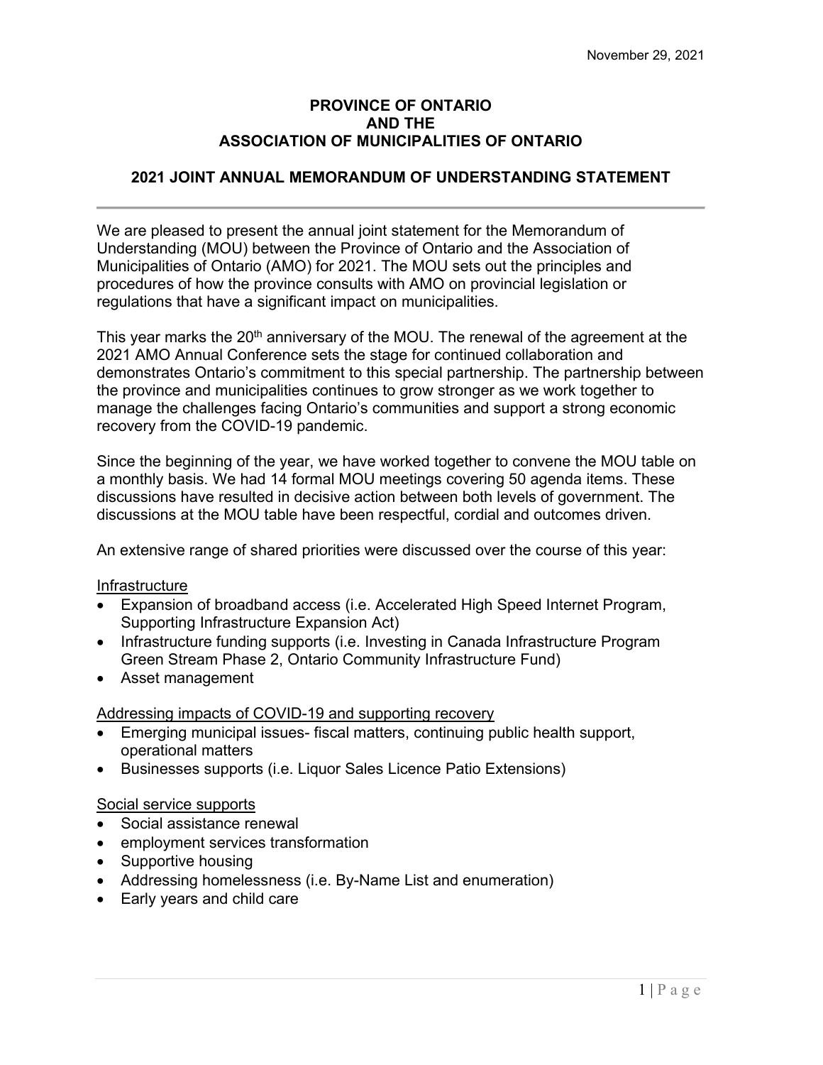November 29, 2021

**PROVINCE OF ONTARIO
AND THE
ASSOCIATION OF MUNICIPALITIES OF ONTARIO**

# 2021 JOINT ANNUAL MEMORANDUM OF UNDERSTANDING STATEMENT

---

We are pleased to present the annual joint statement for the Memorandum of Understanding (MOU) between the Province of Ontario and the Association of Municipalities of Ontario (AMO) for 2021. The MOU sets out the principles and procedures of how the province consults with AMO on provincial legislation or regulations that have a significant impact on municipalities.

This year marks the 20th anniversary of the MOU. The renewal of the agreement at the 2021 AMO Annual Conference sets the stage for continued collaboration and demonstrates Ontario's commitment to this special partnership. The partnership between the province and municipalities continues to grow stronger as we work together to manage the challenges facing Ontario's communities and support a strong economic recovery from the COVID-19 pandemic.

Since the beginning of the year, we have worked together to convene the MOU table on a monthly basis. We had 14 formal MOU meetings covering 50 agenda items. These discussions have resulted in decisive action between both levels of government. The discussions at the MOU table have been respectful, cordial and outcomes driven.

An extensive range of shared priorities were discussed over the course of this year:

<u>Infrastructure</u>

- Expansion of broadband access (i.e. Accelerated High Speed Internet Program, Supporting Infrastructure Expansion Act)
- Infrastructure funding supports (i.e. Investing in Canada Infrastructure Program Green Stream Phase 2, Ontario Community Infrastructure Fund)
- Asset management

<u>Addressing impacts of COVID-19 and supporting recovery</u>

- Emerging municipal issues- fiscal matters, continuing public health support, operational matters
- Businesses supports (i.e. Liquor Sales Licence Patio Extensions)

<u>Social service supports</u>

- Social assistance renewal
- employment services transformation
- Supportive housing
- Addressing homelessness (i.e. By-Name List and enumeration)
- Early years and child care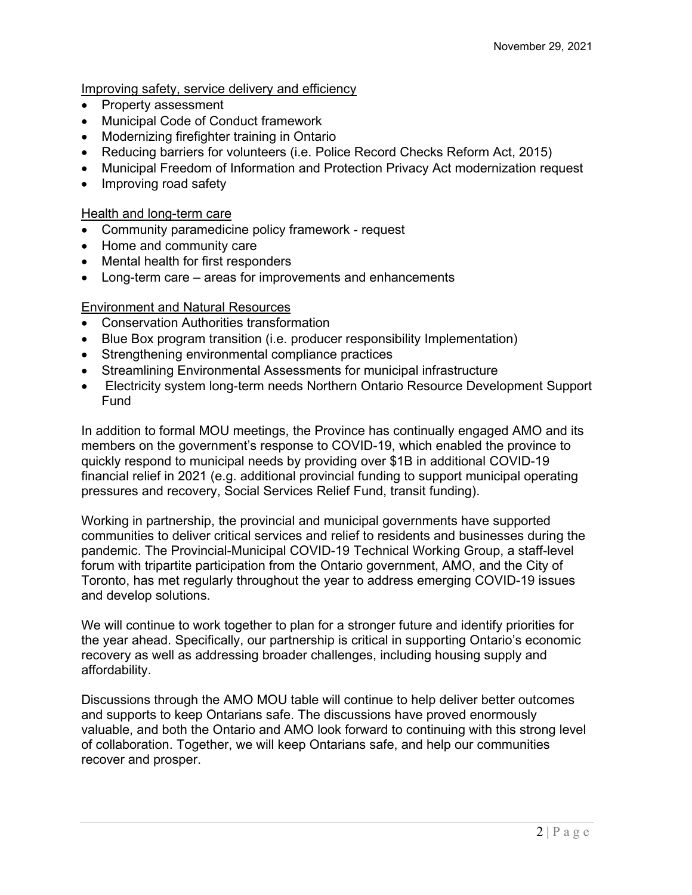November 29, 2021

Improving safety, service delivery and efficiency

- Property assessment
- Municipal Code of Conduct framework
- Modernizing firefighter training in Ontario
- Reducing barriers for volunteers (i.e. Police Record Checks Reform Act, 2015)
- Municipal Freedom of Information and Protection Privacy Act modernization request
- Improving road safety

Health and long-term care

- Community paramedicine policy framework - request
- Home and community care
- Mental health for first responders
- Long-term care – areas for improvements and enhancements

Environment and Natural Resources

- Conservation Authorities transformation
- Blue Box program transition (i.e. producer responsibility Implementation)
- Strengthening environmental compliance practices
- Streamlining Environmental Assessments for municipal infrastructure
- Electricity system long-term needs Northern Ontario Resource Development Support Fund

In addition to formal MOU meetings, the Province has continually engaged AMO and its members on the government's response to COVID-19, which enabled the province to quickly respond to municipal needs by providing over $1B in additional COVID-19 financial relief in 2021 (e.g. additional provincial funding to support municipal operating pressures and recovery, Social Services Relief Fund, transit funding).

Working in partnership, the provincial and municipal governments have supported communities to deliver critical services and relief to residents and businesses during the pandemic. The Provincial-Municipal COVID-19 Technical Working Group, a staff-level forum with tripartite participation from the Ontario government, AMO, and the City of Toronto, has met regularly throughout the year to address emerging COVID-19 issues and develop solutions.

We will continue to work together to plan for a stronger future and identify priorities for the year ahead. Specifically, our partnership is critical in supporting Ontario's economic recovery as well as addressing broader challenges, including housing supply and affordability.

Discussions through the AMO MOU table will continue to help deliver better outcomes and supports to keep Ontarians safe. The discussions have proved enormously valuable, and both the Ontario and AMO look forward to continuing with this strong level of collaboration. Together, we will keep Ontarians safe, and help our communities recover and prosper.